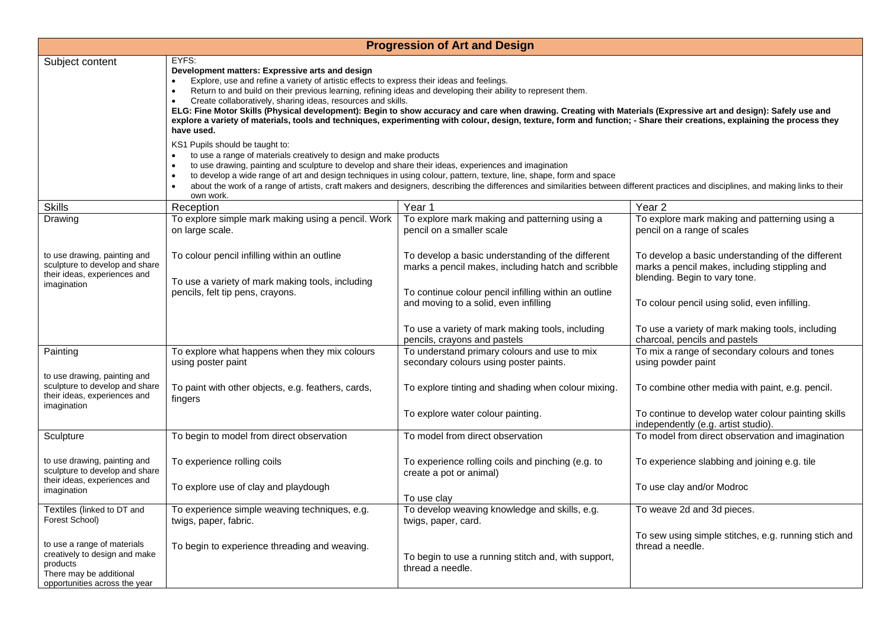# Progression of Art and Design

| | | | |
|---|---|---|---|
| Subject content | EYFS:<br>**Development matters: Expressive arts and design**<br>• Explore, use and refine a variety of artistic effects to express their ideas and feelings.<br>• Return to and build on their previous learning, refining ideas and developing their ability to represent them.<br>• Create collaboratively, sharing ideas, resources and skills.<br>**ELG: Fine Motor Skills (Physical development): Begin to show accuracy and care when drawing. Creating with Materials (Expressive art and design): Safely use and explore a variety of materials, tools and techniques, experimenting with colour, design, texture, form and function; - Share their creations, explaining the process they have used.**<br><br>KS1 Pupils should be taught to:<br>• to use a range of materials creatively to design and make products<br>• to use drawing, painting and sculpture to develop and share their ideas, experiences and imagination<br>• to develop a wide range of art and design techniques in using colour, pattern, texture, line, shape, form and space<br>• about the work of a range of artists, craft makers and designers, describing the differences and similarities between different practices and disciplines, and making links to their own work. | | |
| **Skills** | **Reception** | **Year 1** | **Year 2** |
| Drawing<br><br>to use drawing, painting and sculpture to develop and share their ideas, experiences and imagination | To explore simple mark making using a pencil. Work on large scale.<br><br>To colour pencil infilling within an outline<br><br>To use a variety of mark making tools, including pencils, felt tip pens, crayons. | To explore mark making and patterning using a pencil on a smaller scale<br><br>To develop a basic understanding of the different marks a pencil makes, including hatch and scribble<br><br>To continue colour pencil infilling within an outline and moving to a solid, even infilling<br><br>To use a variety of mark making tools, including pencils, crayons and pastels | To explore mark making and patterning using a pencil on a range of scales<br><br>To develop a basic understanding of the different marks a pencil makes, including stippling and blending. Begin to vary tone.<br><br>To colour pencil using solid, even infilling.<br><br>To use a variety of mark making tools, including charcoal, pencils and pastels |
| Painting<br><br>to use drawing, painting and sculpture to develop and share their ideas, experiences and imagination | To explore what happens when they mix colours using poster paint<br><br>To paint with other objects, e.g. feathers, cards, fingers | To understand primary colours and use to mix secondary colours using poster paints.<br><br>To explore tinting and shading when colour mixing.<br><br>To explore water colour painting. | To mix a range of secondary colours and tones using powder paint<br><br>To combine other media with paint, e.g. pencil.<br><br>To continue to develop water colour painting skills independently (e.g. artist studio). |
| Sculpture<br><br>to use drawing, painting and sculpture to develop and share their ideas, experiences and imagination | To begin to model from direct observation<br><br>To experience rolling coils<br><br>To explore use of clay and playdough | To model from direct observation<br><br>To experience rolling coils and pinching (e.g. to create a pot or animal)<br><br>To use clay | To model from direct observation and imagination<br><br>To experience slabbing and joining e.g. tile<br><br>To use clay and/or Modroc |
| Textiles (linked to DT and Forest School)<br><br>to use a range of materials creatively to design and make products<br>There may be additional opportunities across the year | To experience simple weaving techniques, e.g. twigs, paper, fabric.<br><br>To begin to experience threading and weaving. | To develop weaving knowledge and skills, e.g. twigs, paper, card.<br><br>To begin to use a running stitch and, with support, thread a needle. | To weave 2d and 3d pieces.<br><br>To sew using simple stitches, e.g. running stich and thread a needle. |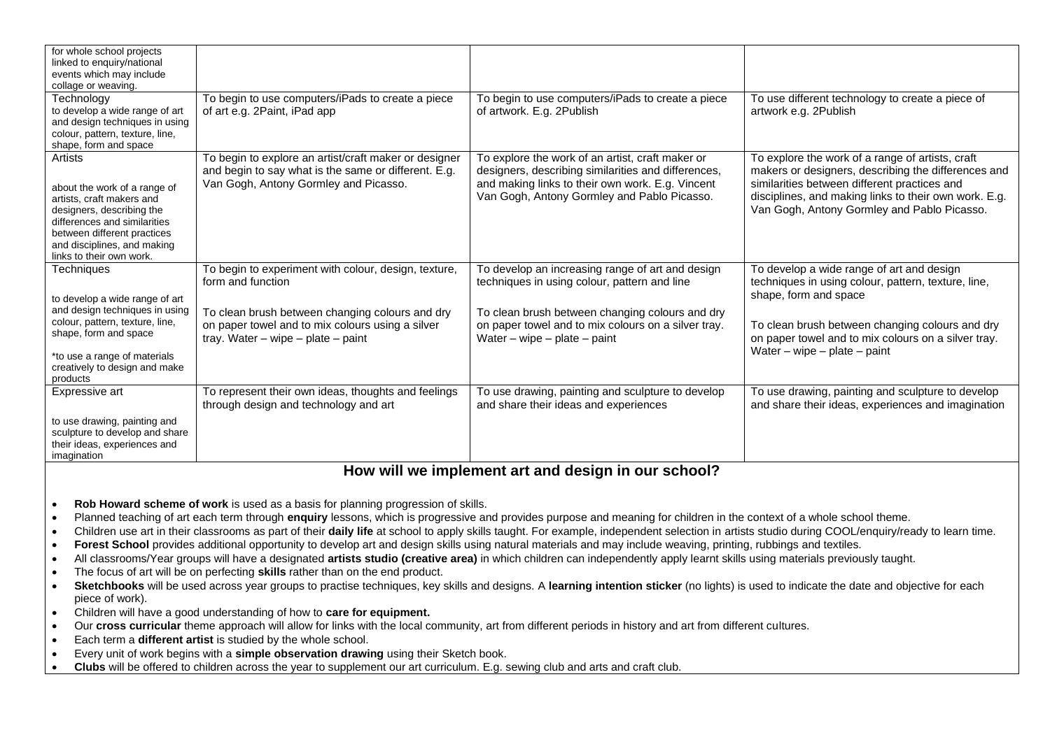| | | | |
|---|---|---|---|
| for whole school projects linked to enquiry/national events which may include collage or weaving. | | | |
| Technology<br>to develop a wide range of art and design techniques in using colour, pattern, texture, line, shape, form and space | To begin to use computers/iPads to create a piece of art e.g. 2Paint, iPad app | To begin to use computers/iPads to create a piece of artwork. E.g. 2Publish | To use different technology to create a piece of artwork e.g. 2Publish |
| Artists<br><br>about the work of a range of artists, craft makers and designers, describing the differences and similarities between different practices and disciplines, and making links to their own work. | To begin to explore an artist/craft maker or designer and begin to say what is the same or different. E.g. Van Gogh, Antony Gormley and Picasso. | To explore the work of an artist, craft maker or designers, describing similarities and differences, and making links to their own work. E.g. Vincent Van Gogh, Antony Gormley and Pablo Picasso. | To explore the work of a range of artists, craft makers or designers, describing the differences and similarities between different practices and disciplines, and making links to their own work. E.g. Van Gogh, Antony Gormley and Pablo Picasso. |
| Techniques<br><br>to develop a wide range of art and design techniques in using colour, pattern, texture, line, shape, form and space<br><br>*to use a range of materials creatively to design and make products | To begin to experiment with colour, design, texture, form and function<br><br>To clean brush between changing colours and dry on paper towel and to mix colours using a silver tray. Water – wipe – plate – paint | To develop an increasing range of art and design techniques in using colour, pattern and line<br><br>To clean brush between changing colours and dry on paper towel and to mix colours on a silver tray. Water – wipe – plate – paint | To develop a wide range of art and design techniques in using colour, pattern, texture, line, shape, form and space<br><br>To clean brush between changing colours and dry on paper towel and to mix colours on a silver tray. Water – wipe – plate – paint |
| Expressive art<br><br>to use drawing, painting and sculpture to develop and share their ideas, experiences and imagination | To represent their own ideas, thoughts and feelings through design and technology and art | To use drawing, painting and sculpture to develop and share their ideas and experiences | To use drawing, painting and sculpture to develop and share their ideas, experiences and imagination |

## How will we implement art and design in our school?

- **Rob Howard scheme of work** is used as a basis for planning progression of skills.
- Planned teaching of art each term through **enquiry** lessons, which is progressive and provides purpose and meaning for children in the context of a whole school theme.
- Children use art in their classrooms as part of their **daily life** at school to apply skills taught. For example, independent selection in artists studio during COOL/enquiry/ready to learn time.
- **Forest School** provides additional opportunity to develop art and design skills using natural materials and may include weaving, printing, rubbings and textiles.
- All classrooms/Year groups will have a designated **artists studio (creative area)** in which children can independently apply learnt skills using materials previously taught.
- The focus of art will be on perfecting **skills** rather than on the end product.
- **Sketchbooks** will be used across year groups to practise techniques, key skills and designs. A **learning intention sticker** (no lights) is used to indicate the date and objective for each piece of work).
- Children will have a good understanding of how to **care for equipment.**
- Our **cross curricular** theme approach will allow for links with the local community, art from different periods in history and art from different cultures.
- Each term a **different artist** is studied by the whole school.
- Every unit of work begins with a **simple observation drawing** using their Sketch book.
- **Clubs** will be offered to children across the year to supplement our art curriculum. E.g. sewing club and arts and craft club.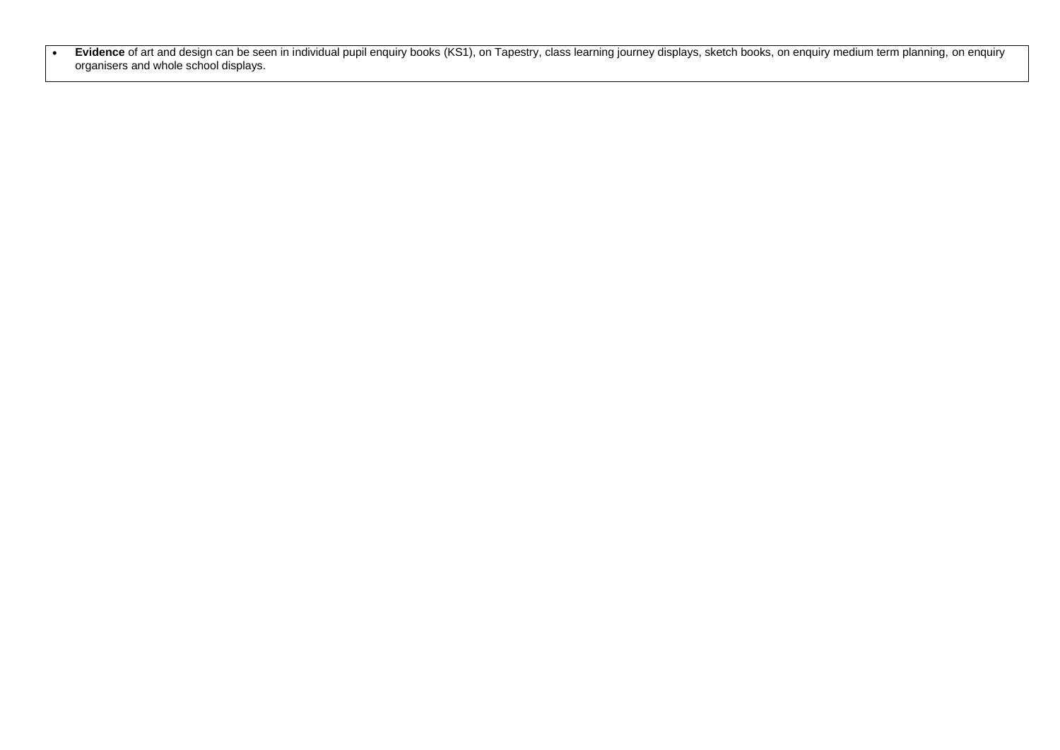- **Evidence** of art and design can be seen in individual pupil enquiry books (KS1), on Tapestry, class learning journey displays, sketch books, on enquiry medium term planning, on enquiry organisers and whole school displays.